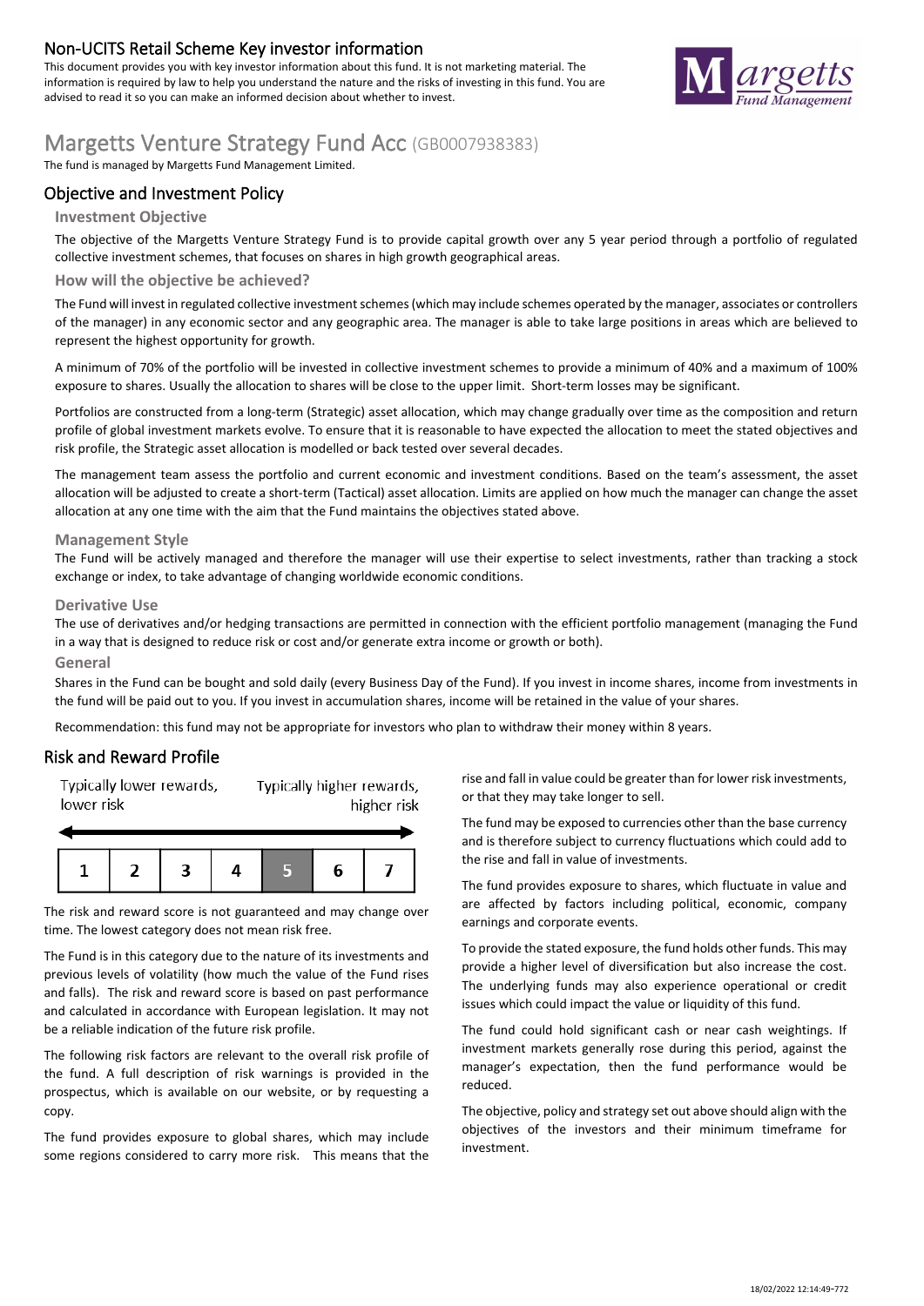## Non-UCITS Retail Scheme Key investor information

This document provides you with key investor information about this fund. It is not marketing material. The information is required by law to help you understand the nature and the risks of investing in this fund. You are advised to read it so you can make an informed decision about whether to invest.

Margetts Fund Management

# Margetts Venture Strategy Fund Acc (GB0007938383)

The fund is managed by Margetts Fund Management Limited.

## Objective and Investment Policy

### Investment Objective

The objective of the Margetts Venture Strategy Fund is to provide capital growth over any 5 year period through a portfolio of regulated collective investment schemes, that focuses on shares in high growth geographical areas.

### How will the objective be achieved?

The Fund will invest in regulated collective investment schemes (which may include schemes operated by the manager, associates or controllers of the manager) in any economic sector and any geographic area. The manager is able to take large positions in areas which are believed to represent the highest opportunity for growth.

A minimum of 70% of the portfolio will be invested in collective investment schemes to provide a minimum of 40% and a maximum of 100% exposure to shares. Usually the allocation to shares will be close to the upper limit. Short-term losses may be significant.

Portfolios are constructed from a long-term (Strategic) asset allocation, which may change gradually over time as the composition and return profile of global investment markets evolve. To ensure that it is reasonable to have expected the allocation to meet the stated objectives and risk profile, the Strategic asset allocation is modelled or back tested over several decades.

The management team assess the portfolio and current economic and investment conditions. Based on the team's assessment, the asset allocation will be adjusted to create a short-term (Tactical) asset allocation. Limits are applied on how much the manager can change the asset allocation at any one time with the aim that the Fund maintains the objectives stated above.

### Management Style

The Fund will be actively managed and therefore the manager will use their expertise to select investments, rather than tracking a stock exchange or index, to take advantage of changing worldwide economic conditions.

### Derivative Use

The use of derivatives and/or hedging transactions are permitted in connection with the efficient portfolio management (managing the Fund in a way that is designed to reduce risk or cost and/or generate extra income or growth or both).

### General

Shares in the Fund can be bought and sold daily (every Business Day of the Fund). If you invest in income shares, income from investments in the fund will be paid out to you. If you invest in accumulation shares, income will be retained in the value of your shares.

Recommendation: this fund may not be appropriate for investors who plan to withdraw their money within 8 years.

## Risk and Reward Profile

Typically lower rewards, lower risk — Typically higher rewards, higher risk

| 1 | 2 | 3 | 4 | **5** | 6 | 7 |
|---|---|---|---|---|---|---|

The risk and reward score is not guaranteed and may change over time. The lowest category does not mean risk free.

The Fund is in this category due to the nature of its investments and previous levels of volatility (how much the value of the Fund rises and falls). The risk and reward score is based on past performance and calculated in accordance with European legislation. It may not be a reliable indication of the future risk profile.

The following risk factors are relevant to the overall risk profile of the fund. A full description of risk warnings is provided in the prospectus, which is available on our website, or by requesting a copy.

The fund provides exposure to global shares, which may include some regions considered to carry more risk. This means that the rise and fall in value could be greater than for lower risk investments, or that they may take longer to sell.

The fund may be exposed to currencies other than the base currency and is therefore subject to currency fluctuations which could add to the rise and fall in value of investments.

The fund provides exposure to shares, which fluctuate in value and are affected by factors including political, economic, company earnings and corporate events.

To provide the stated exposure, the fund holds other funds. This may provide a higher level of diversification but also increase the cost. The underlying funds may also experience operational or credit issues which could impact the value or liquidity of this fund.

The fund could hold significant cash or near cash weightings. If investment markets generally rose during this period, against the manager's expectation, then the fund performance would be reduced.

The objective, policy and strategy set out above should align with the objectives of the investors and their minimum timeframe for investment.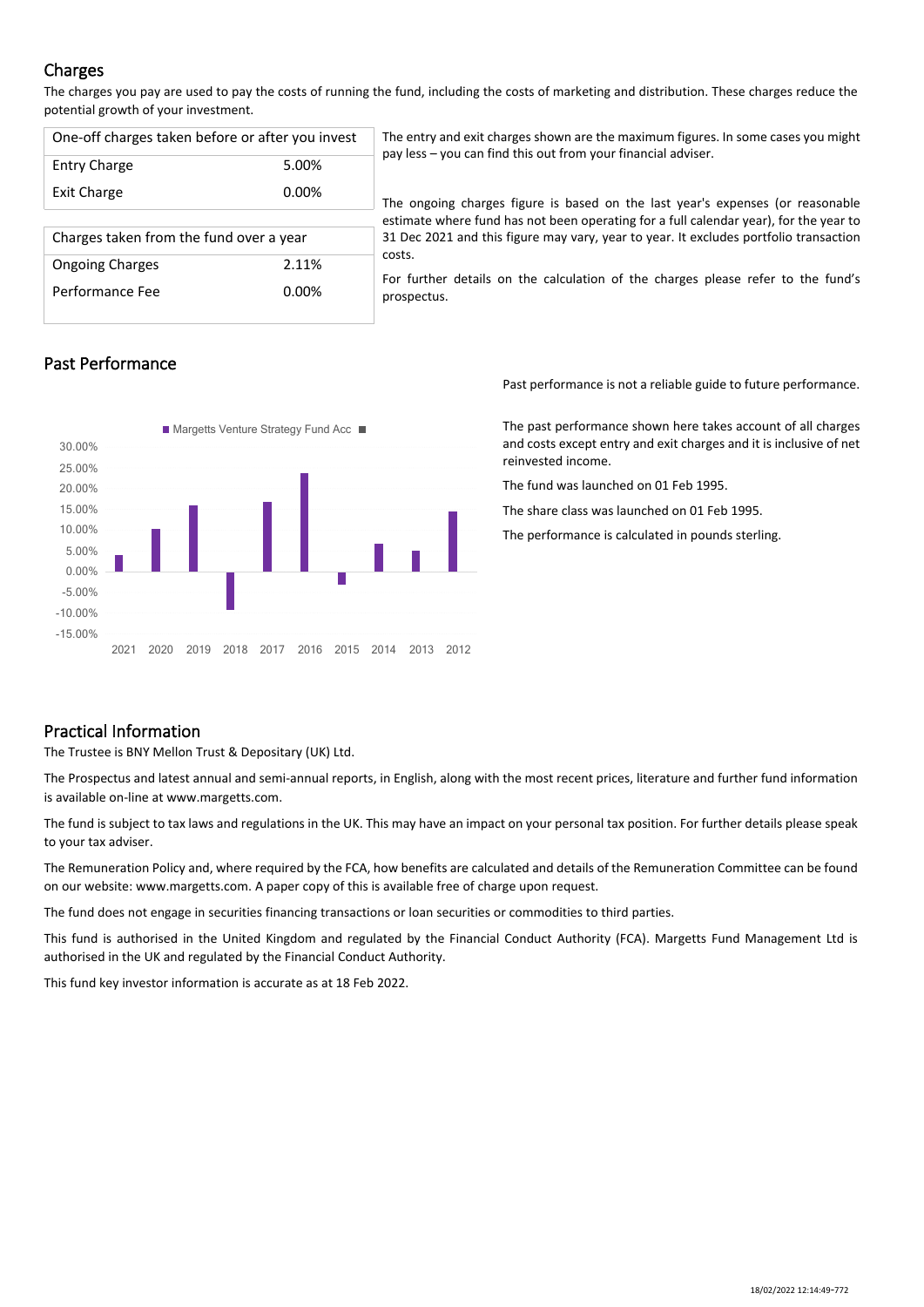## Charges

The charges you pay are used to pay the costs of running the fund, including the costs of marketing and distribution. These charges reduce the potential growth of your investment.

| One-off charges taken before or after you invest | |
|---|---|
| Entry Charge | 5.00% |
| Exit Charge | 0.00% |

| Charges taken from the fund over a year | |
|---|---|
| Ongoing Charges | 2.11% |
| Performance Fee | 0.00% |

The entry and exit charges shown are the maximum figures. In some cases you might pay less – you can find this out from your financial adviser.

The ongoing charges figure is based on the last year's expenses (or reasonable estimate where fund has not been operating for a full calendar year), for the year to 31 Dec 2021 and this figure may vary, year to year. It excludes portfolio transaction costs.

For further details on the calculation of the charges please refer to the fund's prospectus.

## Past Performance

Margetts Venture Strategy Fund Acc

30.00%
25.00%
20.00%
15.00%
10.00%
5.00%
0.00%
-5.00%
-10.00%
-15.00%

2021 2020 2019 2018 2017 2016 2015 2014 2013 2012

Past performance is not a reliable guide to future performance.

The past performance shown here takes account of all charges and costs except entry and exit charges and it is inclusive of net reinvested income.

The fund was launched on 01 Feb 1995.

The share class was launched on 01 Feb 1995.

The performance is calculated in pounds sterling.

## Practical Information

The Trustee is BNY Mellon Trust & Depositary (UK) Ltd.

The Prospectus and latest annual and semi-annual reports, in English, along with the most recent prices, literature and further fund information is available on-line at www.margetts.com.

The fund is subject to tax laws and regulations in the UK. This may have an impact on your personal tax position. For further details please speak to your tax adviser.

The Remuneration Policy and, where required by the FCA, how benefits are calculated and details of the Remuneration Committee can be found on our website: www.margetts.com. A paper copy of this is available free of charge upon request.

The fund does not engage in securities financing transactions or loan securities or commodities to third parties.

This fund is authorised in the United Kingdom and regulated by the Financial Conduct Authority (FCA). Margetts Fund Management Ltd is authorised in the UK and regulated by the Financial Conduct Authority.

This fund key investor information is accurate as at 18 Feb 2022.